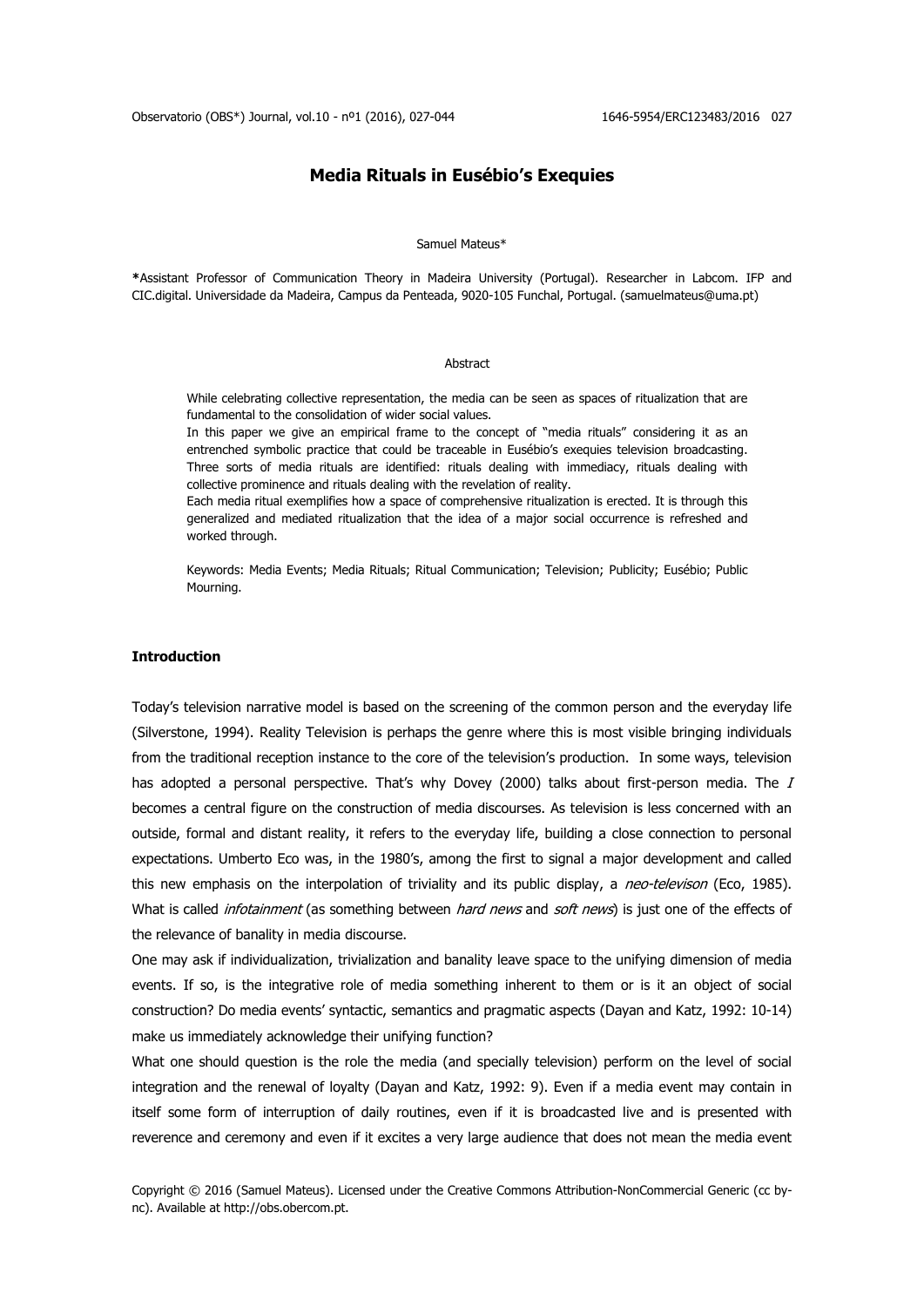# Media Rituals in Eusébio's Exequies

Samuel Mateus*

**\***Assistant Professor of Communication Theory in Madeira University (Portugal). Researcher in Labcom. IFP and CIC.digital. Universidade da Madeira, Campus da Penteada, 9020-105 Funchal, Portugal. (samuelmateus@uma.pt)

## Abstract

While celebrating collective representation, the media can be seen as spaces of ritualization that are fundamental to the consolidation of wider social values.

In this paper we give an empirical frame to the concept of "media rituals" considering it as an entrenched symbolic practice that could be traceable in Eusébio's exequies television broadcasting. Three sorts of media rituals are identified: rituals dealing with immediacy, rituals dealing with collective prominence and rituals dealing with the revelation of reality.

Each media ritual exemplifies how a space of comprehensive ritualization is erected. It is through this generalized and mediated ritualization that the idea of a major social occurrence is refreshed and worked through.

Keywords: Media Events; Media Rituals; Ritual Communication; Television; Publicity; Eusébio; Public Mourning.

## Introduction

Today's television narrative model is based on the screening of the common person and the everyday life (Silverstone, 1994). Reality Television is perhaps the genre where this is most visible bringing individuals from the traditional reception instance to the core of the television's production. In some ways, television has adopted a personal perspective. That's why Dovey (2000) talks about first-person media. The *I* becomes a central figure on the construction of media discourses. As television is less concerned with an outside, formal and distant reality, it refers to the everyday life, building a close connection to personal expectations. Umberto Eco was, in the 1980's, among the first to signal a major development and called this new emphasis on the interpolation of triviality and its public display, a *neo-televison* (Eco, 1985). What is called *infotainment* (as something between *hard news* and *soft news*) is just one of the effects of the relevance of banality in media discourse.

One may ask if individualization, trivialization and banality leave space to the unifying dimension of media events. If so, is the integrative role of media something inherent to them or is it an object of social construction? Do media events' syntactic, semantics and pragmatic aspects (Dayan and Katz, 1992: 10-14) make us immediately acknowledge their unifying function?

What one should question is the role the media (and specially television) perform on the level of social integration and the renewal of loyalty (Dayan and Katz, 1992: 9). Even if a media event may contain in itself some form of interruption of daily routines, even if it is broadcasted live and is presented with reverence and ceremony and even if it excites a very large audience that does not mean the media event

Copyright © 2016 (Samuel Mateus). Licensed under the Creative Commons Attribution-NonCommercial Generic (cc by-nc). Available at http://obs.obercom.pt.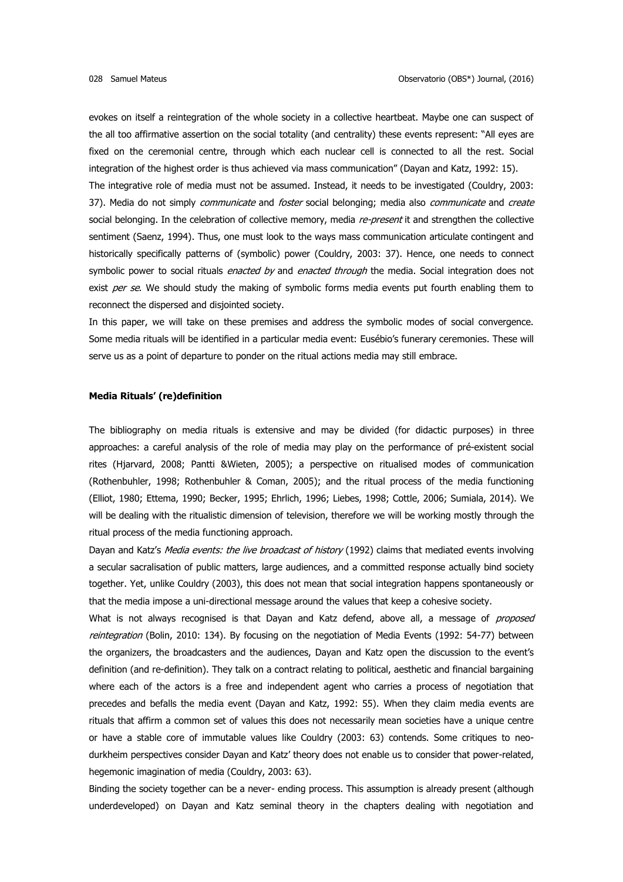evokes on itself a reintegration of the whole society in a collective heartbeat. Maybe one can suspect of the all too affirmative assertion on the social totality (and centrality) these events represent: "All eyes are fixed on the ceremonial centre, through which each nuclear cell is connected to all the rest. Social integration of the highest order is thus achieved via mass communication" (Dayan and Katz, 1992: 15).

The integrative role of media must not be assumed. Instead, it needs to be investigated (Couldry, 2003: 37). Media do not simply *communicate* and *foster* social belonging; media also *communicate* and *create* social belonging. In the celebration of collective memory, media *re-present* it and strengthen the collective sentiment (Saenz, 1994). Thus, one must look to the ways mass communication articulate contingent and historically specifically patterns of (symbolic) power (Couldry, 2003: 37). Hence, one needs to connect symbolic power to social rituals *enacted by* and *enacted through* the media. Social integration does not exist *per se*. We should study the making of symbolic forms media events put fourth enabling them to reconnect the dispersed and disjointed society.

In this paper, we will take on these premises and address the symbolic modes of social convergence. Some media rituals will be identified in a particular media event: Eusébio's funerary ceremonies. These will serve us as a point of departure to ponder on the ritual actions media may still embrace.

**Media Rituals' (re)definition**

The bibliography on media rituals is extensive and may be divided (for didactic purposes) in three approaches: a careful analysis of the role of media may play on the performance of pré-existent social rites (Hjarvard, 2008; Pantti &Wieten, 2005); a perspective on ritualised modes of communication (Rothenbuhler, 1998; Rothenbuhler & Coman, 2005); and the ritual process of the media functioning (Elliot, 1980; Ettema, 1990; Becker, 1995; Ehrlich, 1996; Liebes, 1998; Cottle, 2006; Sumiala, 2014). We will be dealing with the ritualistic dimension of television, therefore we will be working mostly through the ritual process of the media functioning approach.

Dayan and Katz's *Media events: the live broadcast of history* (1992) claims that mediated events involving a secular sacralisation of public matters, large audiences, and a committed response actually bind society together. Yet, unlike Couldry (2003), this does not mean that social integration happens spontaneously or that the media impose a uni-directional message around the values that keep a cohesive society.

What is not always recognised is that Dayan and Katz defend, above all, a message of *proposed reintegration* (Bolin, 2010: 134). By focusing on the negotiation of Media Events (1992: 54-77) between the organizers, the broadcasters and the audiences, Dayan and Katz open the discussion to the event's definition (and re-definition). They talk on a contract relating to political, aesthetic and financial bargaining where each of the actors is a free and independent agent who carries a process of negotiation that precedes and befalls the media event (Dayan and Katz, 1992: 55). When they claim media events are rituals that affirm a common set of values this does not necessarily mean societies have a unique centre or have a stable core of immutable values like Couldry (2003: 63) contends. Some critiques to neo-durkheim perspectives consider Dayan and Katz' theory does not enable us to consider that power-related, hegemonic imagination of media (Couldry, 2003: 63).

Binding the society together can be a never- ending process. This assumption is already present (although underdeveloped) on Dayan and Katz seminal theory in the chapters dealing with negotiation and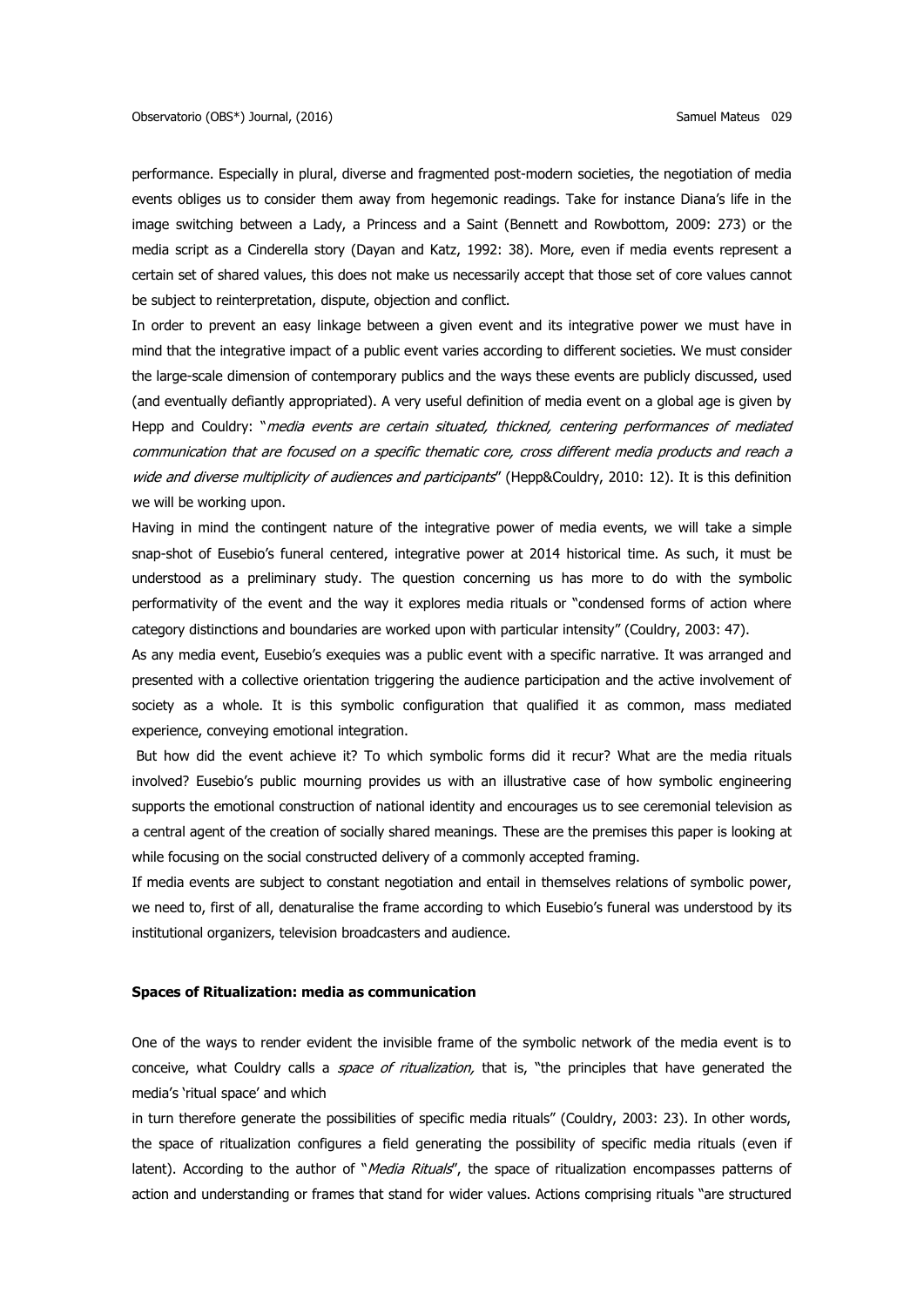performance. Especially in plural, diverse and fragmented post-modern societies, the negotiation of media events obliges us to consider them away from hegemonic readings. Take for instance Diana's life in the image switching between a Lady, a Princess and a Saint (Bennett and Rowbottom, 2009: 273) or the media script as a Cinderella story (Dayan and Katz, 1992: 38). More, even if media events represent a certain set of shared values, this does not make us necessarily accept that those set of core values cannot be subject to reinterpretation, dispute, objection and conflict.

In order to prevent an easy linkage between a given event and its integrative power we must have in mind that the integrative impact of a public event varies according to different societies. We must consider the large-scale dimension of contemporary publics and the ways these events are publicly discussed, used (and eventually defiantly appropriated). A very useful definition of media event on a global age is given by Hepp and Couldry: "*media events are certain situated, thickned, centering performances of mediated communication that are focused on a specific thematic core, cross different media products and reach a wide and diverse multiplicity of audiences and participants*" (Hepp&Couldry, 2010: 12). It is this definition we will be working upon.

Having in mind the contingent nature of the integrative power of media events, we will take a simple snap-shot of Eusebio's funeral centered, integrative power at 2014 historical time. As such, it must be understood as a preliminary study. The question concerning us has more to do with the symbolic performativity of the event and the way it explores media rituals or "condensed forms of action where category distinctions and boundaries are worked upon with particular intensity" (Couldry, 2003: 47).

As any media event, Eusebio's exequies was a public event with a specific narrative. It was arranged and presented with a collective orientation triggering the audience participation and the active involvement of society as a whole. It is this symbolic configuration that qualified it as common, mass mediated experience, conveying emotional integration.

But how did the event achieve it? To which symbolic forms did it recur? What are the media rituals involved? Eusebio's public mourning provides us with an illustrative case of how symbolic engineering supports the emotional construction of national identity and encourages us to see ceremonial television as a central agent of the creation of socially shared meanings. These are the premises this paper is looking at while focusing on the social constructed delivery of a commonly accepted framing.

If media events are subject to constant negotiation and entail in themselves relations of symbolic power, we need to, first of all, denaturalise the frame according to which Eusebio's funeral was understood by its institutional organizers, television broadcasters and audience.

### Spaces of Ritualization: media as communication

One of the ways to render evident the invisible frame of the symbolic network of the media event is to conceive, what Couldry calls a *space of ritualization,* that is, "the principles that have generated the media's 'ritual space' and which in turn therefore generate the possibilities of specific media rituals" (Couldry, 2003: 23). In other words, the space of ritualization configures a field generating the possibility of specific media rituals (even if latent). According to the author of "*Media Rituals*", the space of ritualization encompasses patterns of action and understanding or frames that stand for wider values. Actions comprising rituals "are structured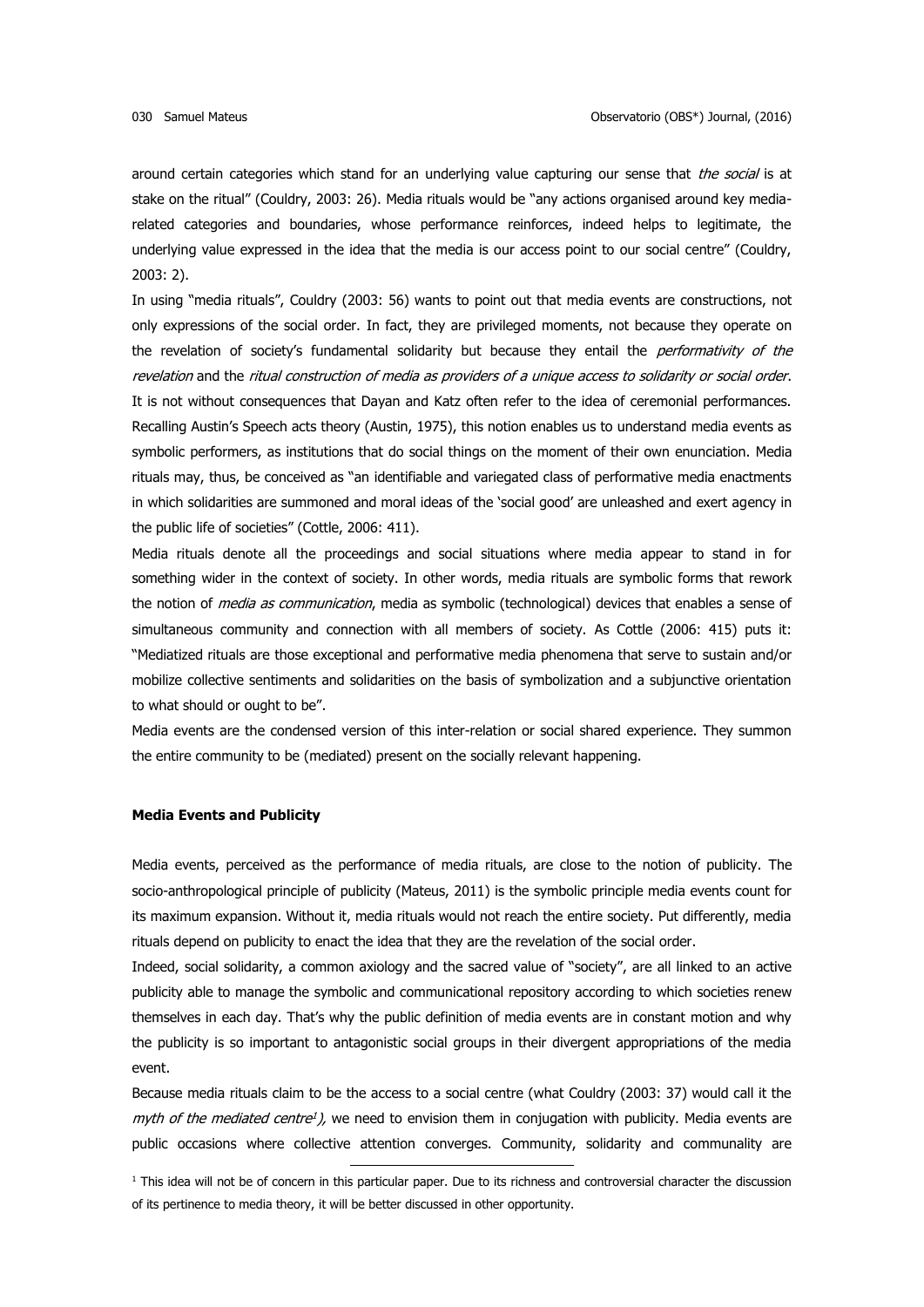around certain categories which stand for an underlying value capturing our sense that *the social* is at stake on the ritual" (Couldry, 2003: 26). Media rituals would be "any actions organised around key media-related categories and boundaries, whose performance reinforces, indeed helps to legitimate, the underlying value expressed in the idea that the media is our access point to our social centre" (Couldry, 2003: 2).

In using "media rituals", Couldry (2003: 56) wants to point out that media events are constructions, not only expressions of the social order. In fact, they are privileged moments, not because they operate on the revelation of society's fundamental solidarity but because they entail the *performativity of the revelation* and the *ritual construction of media as providers of a unique access to solidarity or social order*. It is not without consequences that Dayan and Katz often refer to the idea of ceremonial performances. Recalling Austin's Speech acts theory (Austin, 1975), this notion enables us to understand media events as symbolic performers, as institutions that do social things on the moment of their own enunciation. Media rituals may, thus, be conceived as "an identifiable and variegated class of performative media enactments in which solidarities are summoned and moral ideas of the 'social good' are unleashed and exert agency in the public life of societies" (Cottle, 2006: 411).

Media rituals denote all the proceedings and social situations where media appear to stand in for something wider in the context of society. In other words, media rituals are symbolic forms that rework the notion of *media as communication*, media as symbolic (technological) devices that enables a sense of simultaneous community and connection with all members of society. As Cottle (2006: 415) puts it: "Mediatized rituals are those exceptional and performative media phenomena that serve to sustain and/or mobilize collective sentiments and solidarities on the basis of symbolization and a subjunctive orientation to what should or ought to be".

Media events are the condensed version of this inter-relation or social shared experience. They summon the entire community to be (mediated) present on the socially relevant happening.

## Media Events and Publicity

Media events, perceived as the performance of media rituals, are close to the notion of publicity. The socio-anthropological principle of publicity (Mateus, 2011) is the symbolic principle media events count for its maximum expansion. Without it, media rituals would not reach the entire society. Put differently, media rituals depend on publicity to enact the idea that they are the revelation of the social order.

Indeed, social solidarity, a common axiology and the sacred value of "society", are all linked to an active publicity able to manage the symbolic and communicational repository according to which societies renew themselves in each day. That's why the public definition of media events are in constant motion and why the publicity is so important to antagonistic social groups in their divergent appropriations of the media event.

Because media rituals claim to be the access to a social centre (what Couldry (2003: 37) would call it the *myth of the mediated centre*[1]*)*, we need to envision them in conjugation with publicity. Media events are public occasions where collective attention converges. Community, solidarity and communality are

[1] This idea will not be of concern in this particular paper. Due to its richness and controversial character the discussion of its pertinence to media theory, it will be better discussed in other opportunity.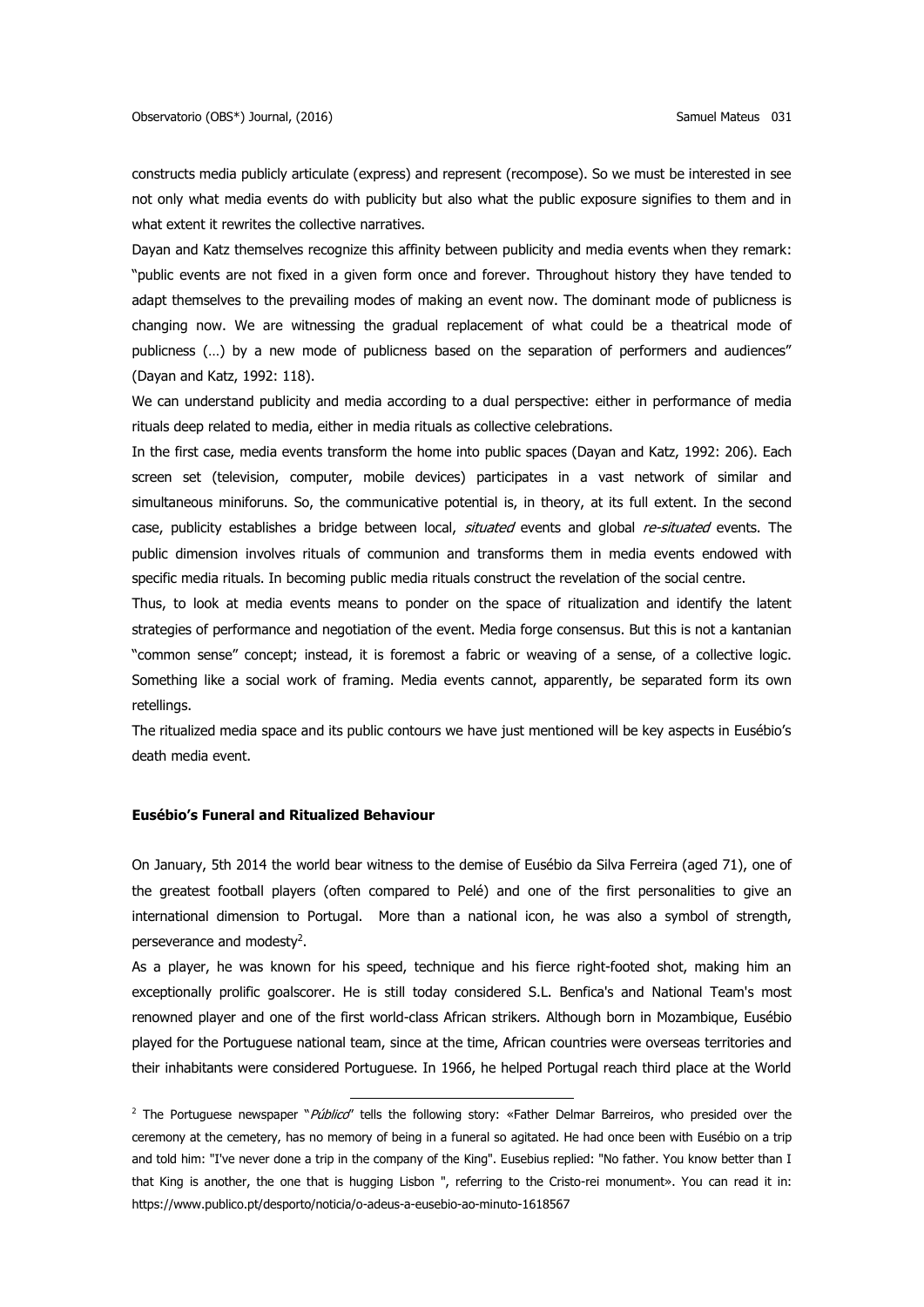constructs media publicly articulate (express) and represent (recompose). So we must be interested in see not only what media events do with publicity but also what the public exposure signifies to them and in what extent it rewrites the collective narratives.

Dayan and Katz themselves recognize this affinity between publicity and media events when they remark: "public events are not fixed in a given form once and forever. Throughout history they have tended to adapt themselves to the prevailing modes of making an event now. The dominant mode of publicness is changing now. We are witnessing the gradual replacement of what could be a theatrical mode of publicness (…) by a new mode of publicness based on the separation of performers and audiences" (Dayan and Katz, 1992: 118).

We can understand publicity and media according to a dual perspective: either in performance of media rituals deep related to media, either in media rituals as collective celebrations.

In the first case, media events transform the home into public spaces (Dayan and Katz, 1992: 206). Each screen set (television, computer, mobile devices) participates in a vast network of similar and simultaneous miniforuns. So, the communicative potential is, in theory, at its full extent. In the second case, publicity establishes a bridge between local, *situated* events and global *re-situated* events. The public dimension involves rituals of communion and transforms them in media events endowed with specific media rituals. In becoming public media rituals construct the revelation of the social centre.

Thus, to look at media events means to ponder on the space of ritualization and identify the latent strategies of performance and negotiation of the event. Media forge consensus. But this is not a kantanian "common sense" concept; instead, it is foremost a fabric or weaving of a sense, of a collective logic. Something like a social work of framing. Media events cannot, apparently, be separated form its own retellings.

The ritualized media space and its public contours we have just mentioned will be key aspects in Eusébio's death media event.

## Eusébio's Funeral and Ritualized Behaviour

On January, 5th 2014 the world bear witness to the demise of Eusébio da Silva Ferreira (aged 71), one of the greatest football players (often compared to Pelé) and one of the first personalities to give an international dimension to Portugal. More than a national icon, he was also a symbol of strength, perseverance and modesty[2].

As a player, he was known for his speed, technique and his fierce right-footed shot, making him an exceptionally prolific goalscorer. He is still today considered S.L. Benfica's and National Team's most renowned player and one of the first world-class African strikers. Although born in Mozambique, Eusébio played for the Portuguese national team, since at the time, African countries were overseas territories and their inhabitants were considered Portuguese. In 1966, he helped Portugal reach third place at the World

[2] The Portuguese newspaper "*Público*" tells the following story: «Father Delmar Barreiros, who presided over the ceremony at the cemetery, has no memory of being in a funeral so agitated. He had once been with Eusébio on a trip and told him: "I've never done a trip in the company of the King". Eusebius replied: "No father. You know better than I that King is another, the one that is hugging Lisbon ", referring to the Cristo-rei monument». You can read it in: https://www.publico.pt/desporto/noticia/o-adeus-a-eusebio-ao-minuto-1618567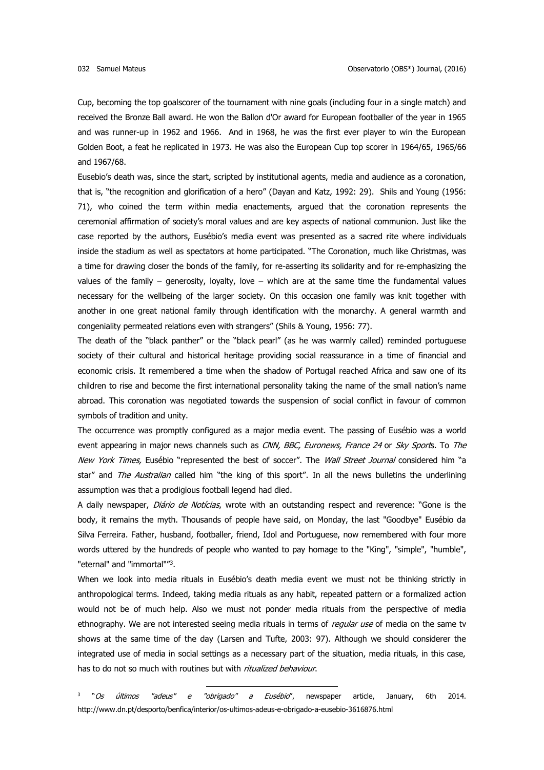Cup, becoming the top goalscorer of the tournament with nine goals (including four in a single match) and received the Bronze Ball award. He won the Ballon d'Or award for European footballer of the year in 1965 and was runner-up in 1962 and 1966. And in 1968, he was the first ever player to win the European Golden Boot, a feat he replicated in 1973. He was also the European Cup top scorer in 1964/65, 1965/66 and 1967/68.

Eusebio's death was, since the start, scripted by institutional agents, media and audience as a coronation, that is, "the recognition and glorification of a hero" (Dayan and Katz, 1992: 29). Shils and Young (1956: 71), who coined the term within media enactements, argued that the coronation represents the ceremonial affirmation of society's moral values and are key aspects of national communion. Just like the case reported by the authors, Eusébio's media event was presented as a sacred rite where individuals inside the stadium as well as spectators at home participated. "The Coronation, much like Christmas, was a time for drawing closer the bonds of the family, for re-asserting its solidarity and for re-emphasizing the values of the family – generosity, loyalty, love – which are at the same time the fundamental values necessary for the wellbeing of the larger society. On this occasion one family was knit together with another in one great national family through identification with the monarchy. A general warmth and congeniality permeated relations even with strangers" (Shils & Young, 1956: 77).

The death of the "black panther" or the "black pearl" (as he was warmly called) reminded portuguese society of their cultural and historical heritage providing social reassurance in a time of financial and economic crisis. It remembered a time when the shadow of Portugal reached Africa and saw one of its children to rise and become the first international personality taking the name of the small nation's name abroad. This coronation was negotiated towards the suspension of social conflict in favour of common symbols of tradition and unity.

The occurrence was promptly configured as a major media event. The passing of Eusébio was a world event appearing in major news channels such as *CNN, BBC, Euronews, France 24* or *Sky Sport*s. To *The New York Times,* Eusébio "represented the best of soccer". The *Wall Street Journal* considered him "a star" and *The Australian* called him "the king of this sport". In all the news bulletins the underlining assumption was that a prodigious football legend had died.

A daily newspaper, *Diário de Notícias*, wrote with an outstanding respect and reverence: "Gone is the body, it remains the myth. Thousands of people have said, on Monday, the last "Goodbye" Eusébio da Silva Ferreira. Father, husband, footballer, friend, Idol and Portuguese, now remembered with four more words uttered by the hundreds of people who wanted to pay homage to the "King", "simple", "humble", "eternal" and "immortal""[3].

When we look into media rituals in Eusébio's death media event we must not be thinking strictly in anthropological terms. Indeed, taking media rituals as any habit, repeated pattern or a formalized action would not be of much help. Also we must not ponder media rituals from the perspective of media ethnography. We are not interested seeing media rituals in terms of *regular use* of media on the same tv shows at the same time of the day (Larsen and Tufte, 2003: 97). Although we should considerer the integrated use of media in social settings as a necessary part of the situation, media rituals, in this case, has to do not so much with routines but with *ritualized behaviour*.

---

[3] "*Os últimos "adeus" e "obrigado" a Eusébio*", newspaper article, January, 6th 2014. http://www.dn.pt/desporto/benfica/interior/os-ultimos-adeus-e-obrigado-a-eusebio-3616876.html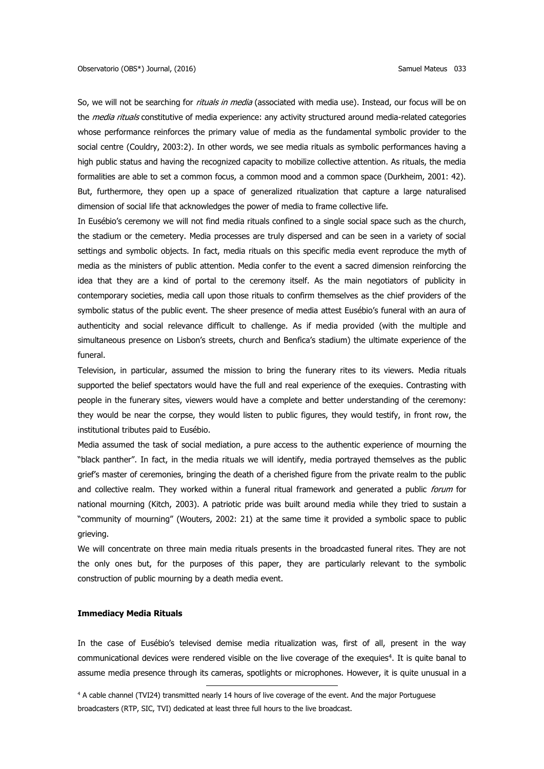So, we will not be searching for *rituals in media* (associated with media use). Instead, our focus will be on the *media rituals* constitutive of media experience: any activity structured around media-related categories whose performance reinforces the primary value of media as the fundamental symbolic provider to the social centre (Couldry, 2003:2). In other words, we see media rituals as symbolic performances having a high public status and having the recognized capacity to mobilize collective attention. As rituals, the media formalities are able to set a common focus, a common mood and a common space (Durkheim, 2001: 42). But, furthermore, they open up a space of generalized ritualization that capture a large naturalised dimension of social life that acknowledges the power of media to frame collective life.

In Eusébio's ceremony we will not find media rituals confined to a single social space such as the church, the stadium or the cemetery. Media processes are truly dispersed and can be seen in a variety of social settings and symbolic objects. In fact, media rituals on this specific media event reproduce the myth of media as the ministers of public attention. Media confer to the event a sacred dimension reinforcing the idea that they are a kind of portal to the ceremony itself. As the main negotiators of publicity in contemporary societies, media call upon those rituals to confirm themselves as the chief providers of the symbolic status of the public event. The sheer presence of media attest Eusébio's funeral with an aura of authenticity and social relevance difficult to challenge. As if media provided (with the multiple and simultaneous presence on Lisbon's streets, church and Benfica's stadium) the ultimate experience of the funeral.

Television, in particular, assumed the mission to bring the funerary rites to its viewers. Media rituals supported the belief spectators would have the full and real experience of the exequies. Contrasting with people in the funerary sites, viewers would have a complete and better understanding of the ceremony: they would be near the corpse, they would listen to public figures, they would testify, in front row, the institutional tributes paid to Eusébio.

Media assumed the task of social mediation, a pure access to the authentic experience of mourning the "black panther". In fact, in the media rituals we will identify, media portrayed themselves as the public grief's master of ceremonies, bringing the death of a cherished figure from the private realm to the public and collective realm. They worked within a funeral ritual framework and generated a public *forum* for national mourning (Kitch, 2003). A patriotic pride was built around media while they tried to sustain a "community of mourning" (Wouters, 2002: 21) at the same time it provided a symbolic space to public grieving.

We will concentrate on three main media rituals presents in the broadcasted funeral rites. They are not the only ones but, for the purposes of this paper, they are particularly relevant to the symbolic construction of public mourning by a death media event.

### Immediacy Media Rituals

In the case of Eusébio's televised demise media ritualization was, first of all, present in the way communicational devices were rendered visible on the live coverage of the exequies[4]. It is quite banal to assume media presence through its cameras, spotlights or microphones. However, it is quite unusual in a

---

[4] A cable channel (TVI24) transmitted nearly 14 hours of live coverage of the event. And the major Portuguese broadcasters (RTP, SIC, TVI) dedicated at least three full hours to the live broadcast.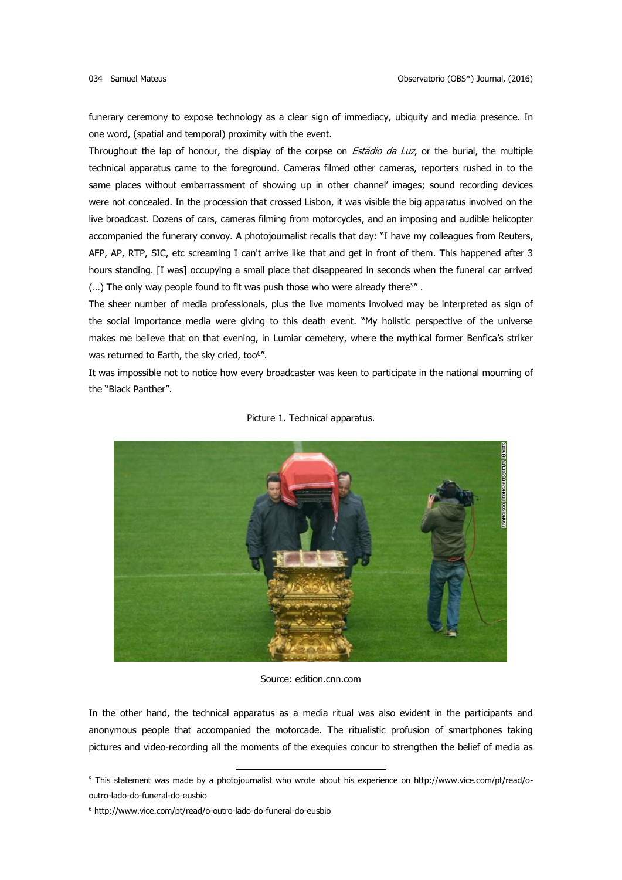funerary ceremony to expose technology as a clear sign of immediacy, ubiquity and media presence. In one word, (spatial and temporal) proximity with the event.

Throughout the lap of honour, the display of the corpse on *Estádio da Luz*, or the burial, the multiple technical apparatus came to the foreground. Cameras filmed other cameras, reporters rushed in to the same places without embarrassment of showing up in other channel' images; sound recording devices were not concealed. In the procession that crossed Lisbon, it was visible the big apparatus involved on the live broadcast. Dozens of cars, cameras filming from motorcycles, and an imposing and audible helicopter accompanied the funerary convoy. A photojournalist recalls that day: "I have my colleagues from Reuters, AFP, AP, RTP, SIC, etc screaming I can't arrive like that and get in front of them. This happened after 3 hours standing. [I was] occupying a small place that disappeared in seconds when the funeral car arrived (…) The only way people found to fit was push those who were already there[5]".

The sheer number of media professionals, plus the live moments involved may be interpreted as sign of the social importance media were giving to this death event. "My holistic perspective of the universe makes me believe that on that evening, in Lumiar cemetery, where the mythical former Benfica's striker was returned to Earth, the sky cried, too[6]".

It was impossible not to notice how every broadcaster was keen to participate in the national mourning of the "Black Panther".

Picture 1. Technical apparatus.

Source: edition.cnn.com

In the other hand, the technical apparatus as a media ritual was also evident in the participants and anonymous people that accompanied the motorcade. The ritualistic profusion of smartphones taking pictures and video-recording all the moments of the exequies concur to strengthen the belief of media as

---

[5] This statement was made by a photojournalist who wrote about his experience on http://www.vice.com/pt/read/o-outro-lado-do-funeral-do-eusbio

[6] http://www.vice.com/pt/read/o-outro-lado-do-funeral-do-eusbio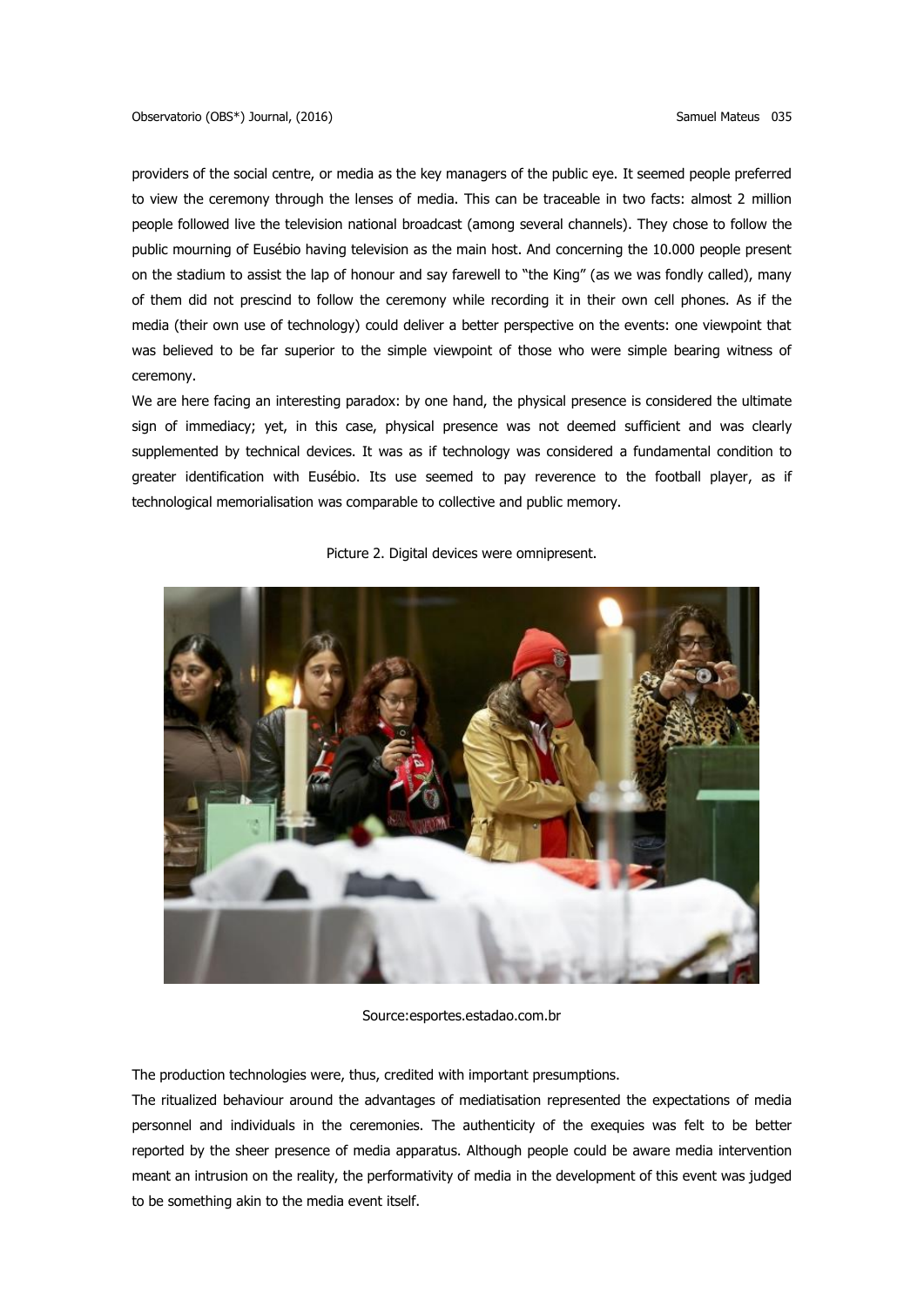providers of the social centre, or media as the key managers of the public eye. It seemed people preferred to view the ceremony through the lenses of media. This can be traceable in two facts: almost 2 million people followed live the television national broadcast (among several channels). They chose to follow the public mourning of Eusébio having television as the main host. And concerning the 10.000 people present on the stadium to assist the lap of honour and say farewell to "the King" (as we was fondly called), many of them did not prescind to follow the ceremony while recording it in their own cell phones. As if the media (their own use of technology) could deliver a better perspective on the events: one viewpoint that was believed to be far superior to the simple viewpoint of those who were simple bearing witness of ceremony.

We are here facing an interesting paradox: by one hand, the physical presence is considered the ultimate sign of immediacy; yet, in this case, physical presence was not deemed sufficient and was clearly supplemented by technical devices. It was as if technology was considered a fundamental condition to greater identification with Eusébio. Its use seemed to pay reverence to the football player, as if technological memorialisation was comparable to collective and public memory.

Picture 2. Digital devices were omnipresent.

Source:esportes.estadao.com.br

The production technologies were, thus, credited with important presumptions.

The ritualized behaviour around the advantages of mediatisation represented the expectations of media personnel and individuals in the ceremonies. The authenticity of the exequies was felt to be better reported by the sheer presence of media apparatus. Although people could be aware media intervention meant an intrusion on the reality, the performativity of media in the development of this event was judged to be something akin to the media event itself.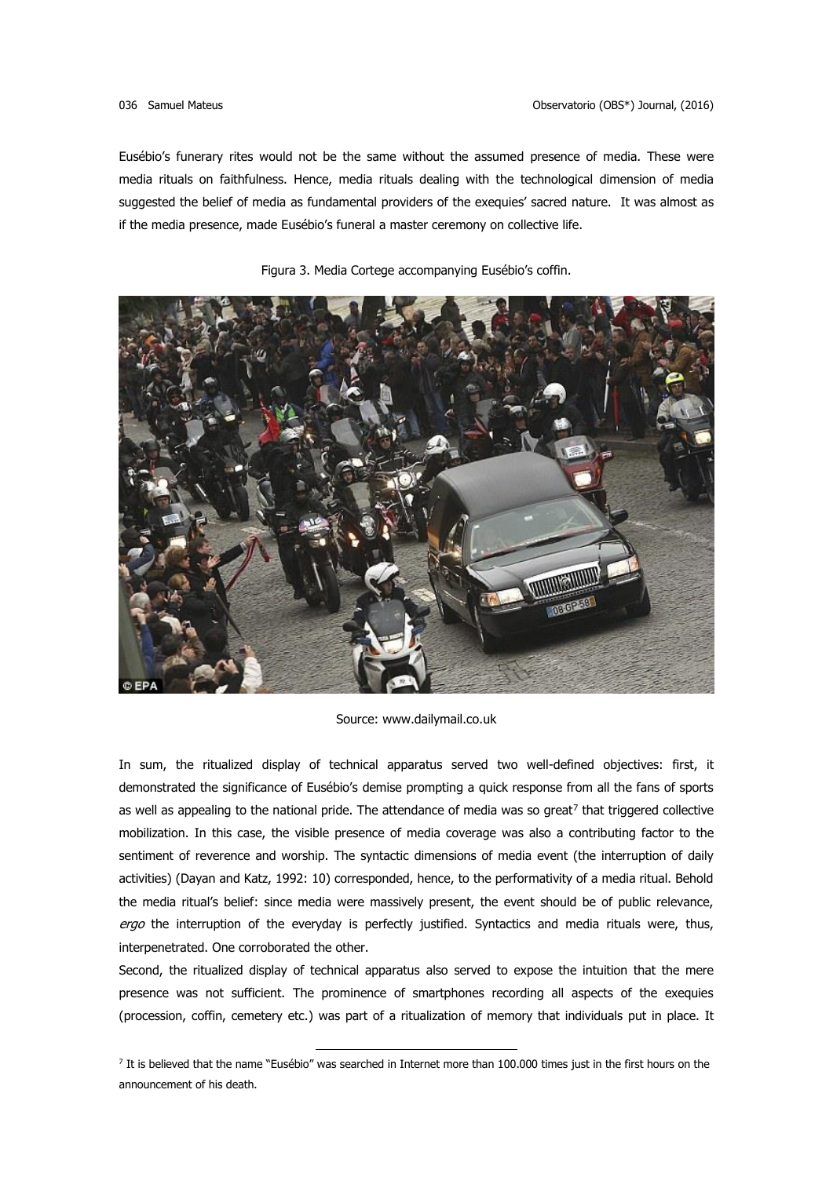Eusébio's funerary rites would not be the same without the assumed presence of media. These were media rituals on faithfulness. Hence, media rituals dealing with the technological dimension of media suggested the belief of media as fundamental providers of the exequies' sacred nature. It was almost as if the media presence, made Eusébio's funeral a master ceremony on collective life.

Figura 3. Media Cortege accompanying Eusébio's coffin.

Source: www.dailymail.co.uk

In sum, the ritualized display of technical apparatus served two well-defined objectives: first, it demonstrated the significance of Eusébio's demise prompting a quick response from all the fans of sports as well as appealing to the national pride. The attendance of media was so great[7] that triggered collective mobilization. In this case, the visible presence of media coverage was also a contributing factor to the sentiment of reverence and worship. The syntactic dimensions of media event (the interruption of daily activities) (Dayan and Katz, 1992: 10) corresponded, hence, to the performativity of a media ritual. Behold the media ritual's belief: since media were massively present, the event should be of public relevance, *ergo* the interruption of the everyday is perfectly justified. Syntactics and media rituals were, thus, interpenetrated. One corroborated the other.

Second, the ritualized display of technical apparatus also served to expose the intuition that the mere presence was not sufficient. The prominence of smartphones recording all aspects of the exequies (procession, coffin, cemetery etc.) was part of a ritualization of memory that individuals put in place. It

[7] It is believed that the name "Eusébio" was searched in Internet more than 100.000 times just in the first hours on the announcement of his death.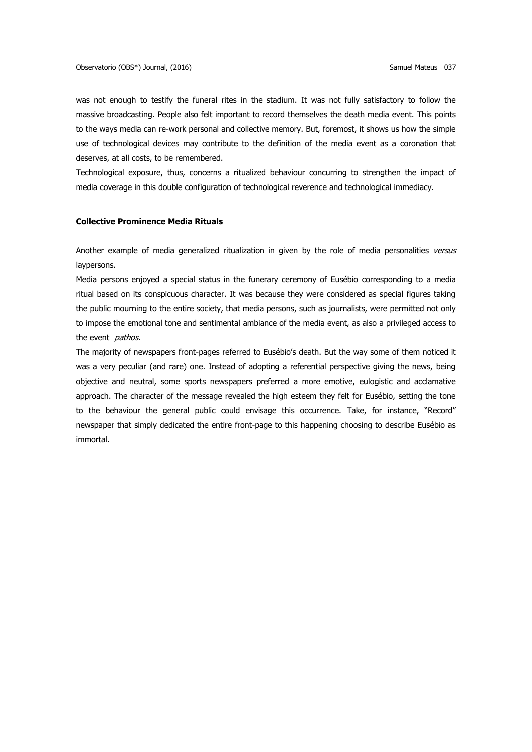was not enough to testify the funeral rites in the stadium. It was not fully satisfactory to follow the massive broadcasting. People also felt important to record themselves the death media event. This points to the ways media can re-work personal and collective memory. But, foremost, it shows us how the simple use of technological devices may contribute to the definition of the media event as a coronation that deserves, at all costs, to be remembered.

Technological exposure, thus, concerns a ritualized behaviour concurring to strengthen the impact of media coverage in this double configuration of technological reverence and technological immediacy.

**Collective Prominence Media Rituals**

Another example of media generalized ritualization in given by the role of media personalities *versus* laypersons.

Media persons enjoyed a special status in the funerary ceremony of Eusébio corresponding to a media ritual based on its conspicuous character. It was because they were considered as special figures taking the public mourning to the entire society, that media persons, such as journalists, were permitted not only to impose the emotional tone and sentimental ambiance of the media event, as also a privileged access to the event *pathos*.

The majority of newspapers front-pages referred to Eusébio's death. But the way some of them noticed it was a very peculiar (and rare) one. Instead of adopting a referential perspective giving the news, being objective and neutral, some sports newspapers preferred a more emotive, eulogistic and acclamative approach. The character of the message revealed the high esteem they felt for Eusébio, setting the tone to the behaviour the general public could envisage this occurrence. Take, for instance, "Record" newspaper that simply dedicated the entire front-page to this happening choosing to describe Eusébio as immortal.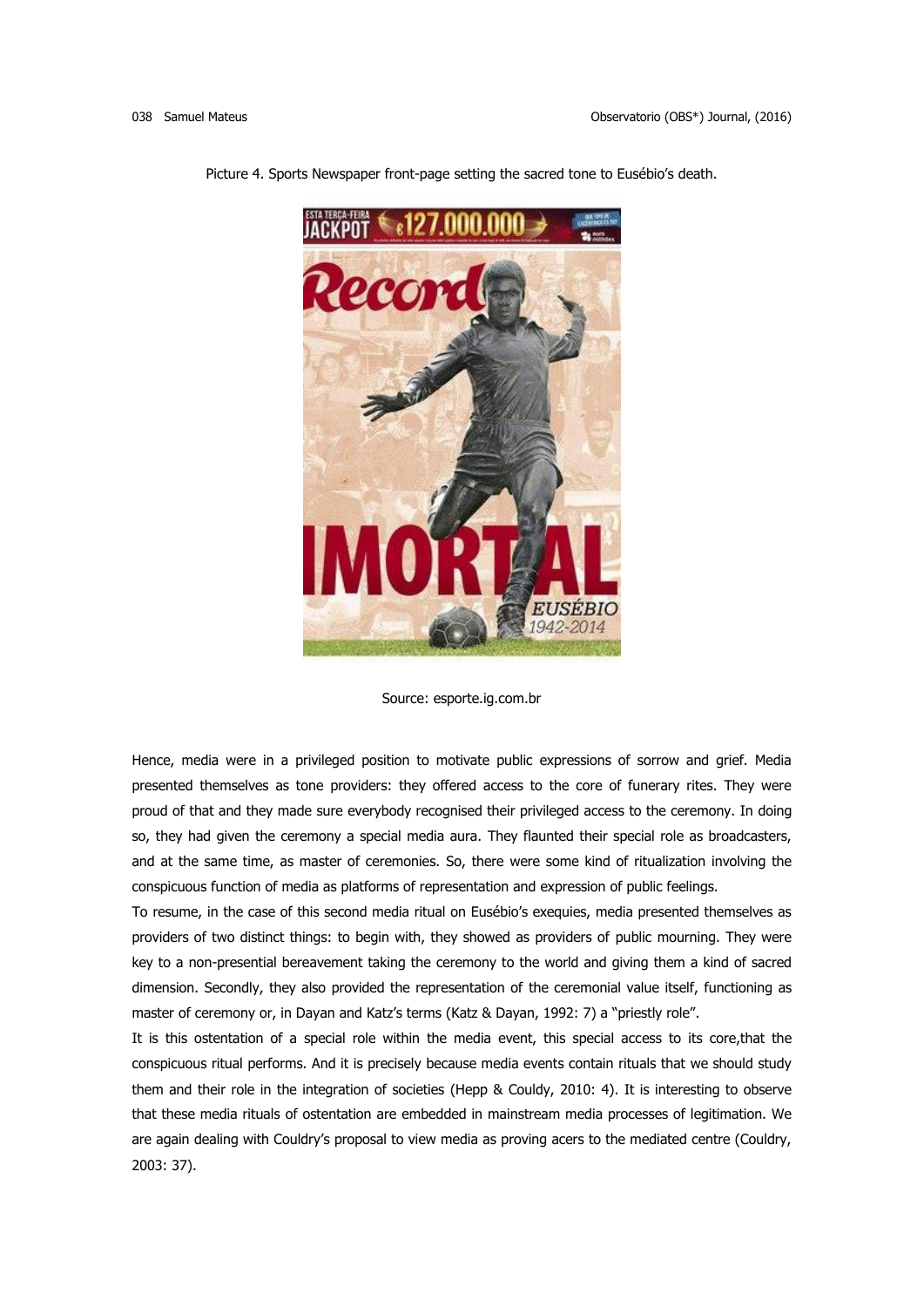Picture 4. Sports Newspaper front-page setting the sacred tone to Eusébio's death.

Source: esporte.ig.com.br

Hence, media were in a privileged position to motivate public expressions of sorrow and grief. Media presented themselves as tone providers: they offered access to the core of funerary rites. They were proud of that and they made sure everybody recognised their privileged access to the ceremony. In doing so, they had given the ceremony a special media aura. They flaunted their special role as broadcasters, and at the same time, as master of ceremonies. So, there were some kind of ritualization involving the conspicuous function of media as platforms of representation and expression of public feelings.

To resume, in the case of this second media ritual on Eusébio's exequies, media presented themselves as providers of two distinct things: to begin with, they showed as providers of public mourning. They were key to a non-presential bereavement taking the ceremony to the world and giving them a kind of sacred dimension. Secondly, they also provided the representation of the ceremonial value itself, functioning as master of ceremony or, in Dayan and Katz's terms (Katz & Dayan, 1992: 7) a "priestly role".

It is this ostentation of a special role within the media event, this special access to its core,that the conspicuous ritual performs. And it is precisely because media events contain rituals that we should study them and their role in the integration of societies (Hepp & Couldy, 2010: 4). It is interesting to observe that these media rituals of ostentation are embedded in mainstream media processes of legitimation. We are again dealing with Couldry's proposal to view media as proving acers to the mediated centre (Couldry, 2003: 37).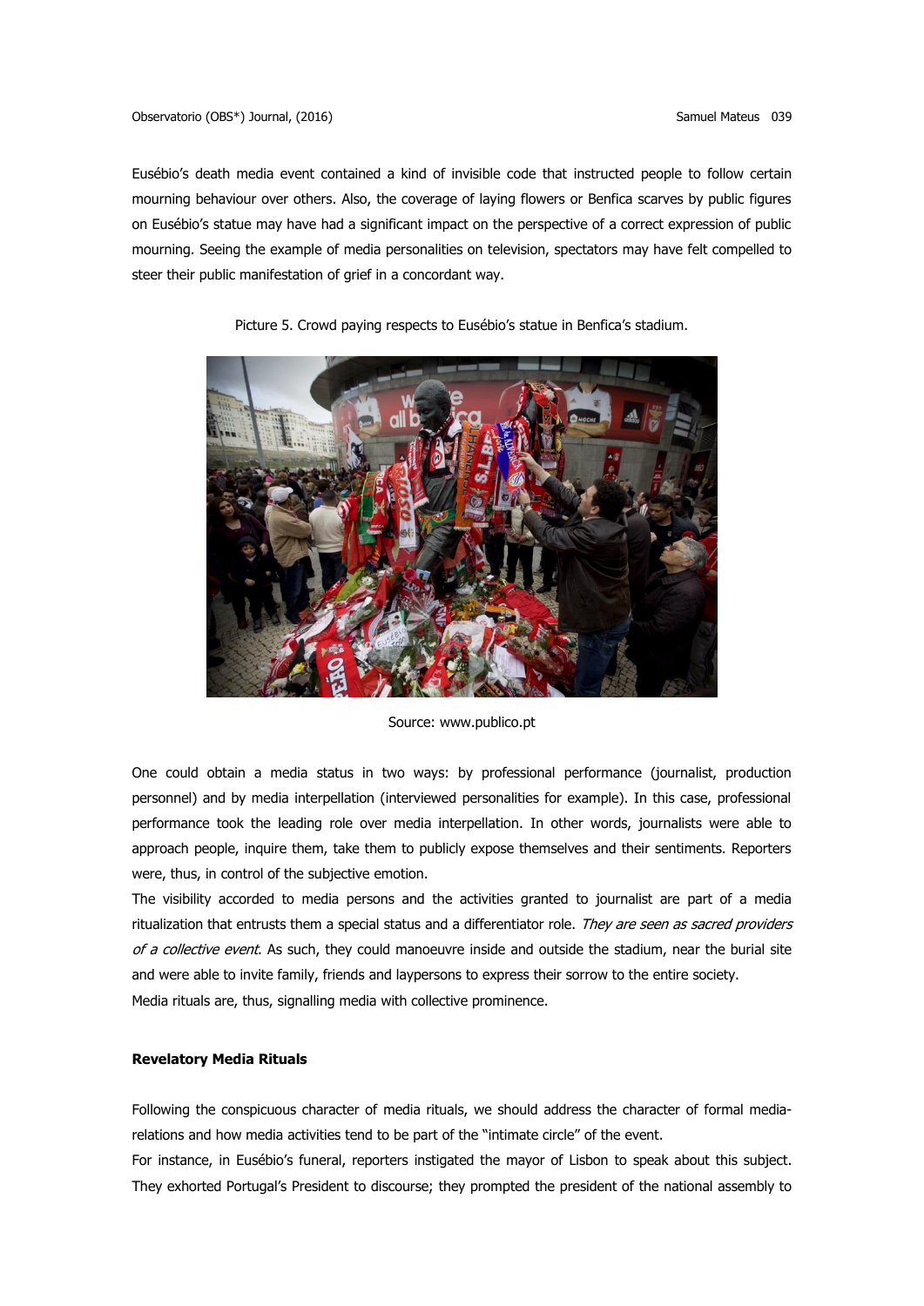Eusébio's death media event contained a kind of invisible code that instructed people to follow certain mourning behaviour over others. Also, the coverage of laying flowers or Benfica scarves by public figures on Eusébio's statue may have had a significant impact on the perspective of a correct expression of public mourning. Seeing the example of media personalities on television, spectators may have felt compelled to steer their public manifestation of grief in a concordant way.

Picture 5. Crowd paying respects to Eusébio's statue in Benfica's stadium.

Source: www.publico.pt

One could obtain a media status in two ways: by professional performance (journalist, production personnel) and by media interpellation (interviewed personalities for example). In this case, professional performance took the leading role over media interpellation. In other words, journalists were able to approach people, inquire them, take them to publicly expose themselves and their sentiments. Reporters were, thus, in control of the subjective emotion.

The visibility accorded to media persons and the activities granted to journalist are part of a media ritualization that entrusts them a special status and a differentiator role. *They are seen as sacred providers of a collective event*. As such, they could manoeuvre inside and outside the stadium, near the burial site and were able to invite family, friends and laypersons to express their sorrow to the entire society.

Media rituals are, thus, signalling media with collective prominence.

**Revelatory Media Rituals**

Following the conspicuous character of media rituals, we should address the character of formal media-relations and how media activities tend to be part of the "intimate circle" of the event.

For instance, in Eusébio's funeral, reporters instigated the mayor of Lisbon to speak about this subject. They exhorted Portugal's President to discourse; they prompted the president of the national assembly to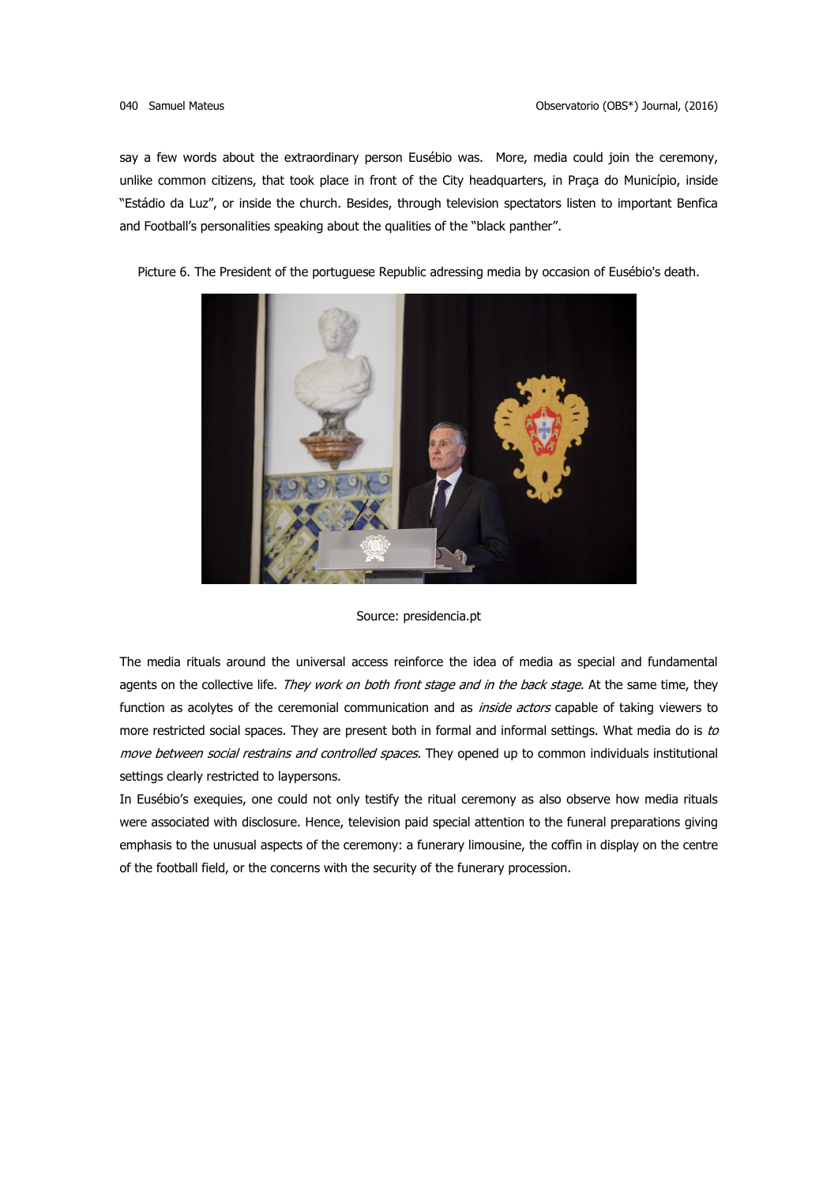say a few words about the extraordinary person Eusébio was.  More, media could join the ceremony, unlike common citizens, that took place in front of the City headquarters, in Praça do Município, inside "Estádio da Luz", or inside the church. Besides, through television spectators listen to important Benfica and Football's personalities speaking about the qualities of the "black panther".

Picture 6. The President of the portuguese Republic adressing media by occasion of Eusébio's death.

Source: presidencia.pt

The media rituals around the universal access reinforce the idea of media as special and fundamental agents on the collective life. *They work on both front stage and in the back stage*. At the same time, they function as acolytes of the ceremonial communication and as *inside actors* capable of taking viewers to more restricted social spaces. They are present both in formal and informal settings. What media do is *to move between social restrains and controlled spaces.* They opened up to common individuals institutional settings clearly restricted to laypersons.

In Eusébio's exequies, one could not only testify the ritual ceremony as also observe how media rituals were associated with disclosure. Hence, television paid special attention to the funeral preparations giving emphasis to the unusual aspects of the ceremony: a funerary limousine, the coffin in display on the centre of the football field, or the concerns with the security of the funerary procession.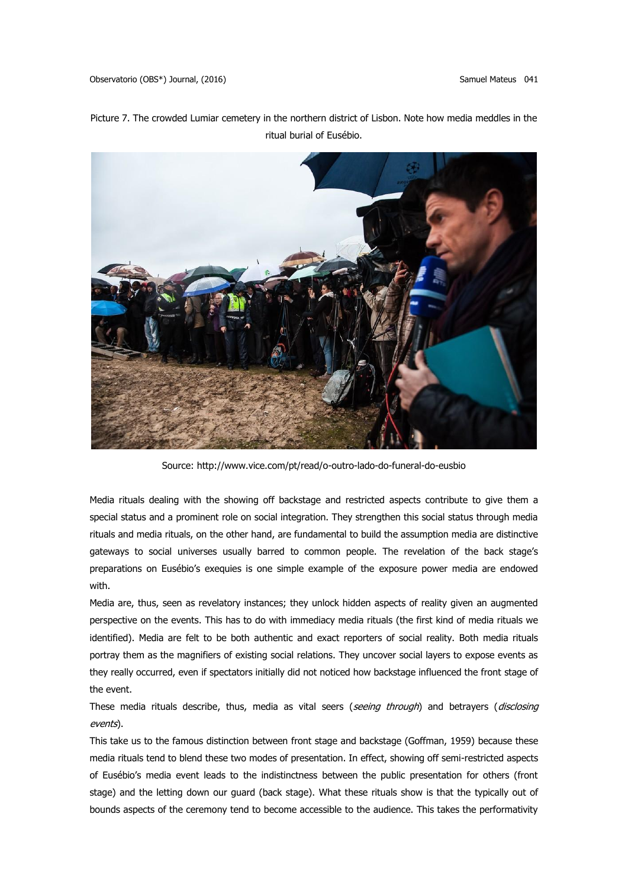Picture 7. The crowded Lumiar cemetery in the northern district of Lisbon. Note how media meddles in the ritual burial of Eusébio.

Source: http://www.vice.com/pt/read/o-outro-lado-do-funeral-do-eusbio

Media rituals dealing with the showing off backstage and restricted aspects contribute to give them a special status and a prominent role on social integration. They strengthen this social status through media rituals and media rituals, on the other hand, are fundamental to build the assumption media are distinctive gateways to social universes usually barred to common people. The revelation of the back stage's preparations on Eusébio's exequies is one simple example of the exposure power media are endowed with.

Media are, thus, seen as revelatory instances; they unlock hidden aspects of reality given an augmented perspective on the events. This has to do with immediacy media rituals (the first kind of media rituals we identified). Media are felt to be both authentic and exact reporters of social reality. Both media rituals portray them as the magnifiers of existing social relations. They uncover social layers to expose events as they really occurred, even if spectators initially did not noticed how backstage influenced the front stage of the event.

These media rituals describe, thus, media as vital seers (*seeing through*) and betrayers (*disclosing events*).

This take us to the famous distinction between front stage and backstage (Goffman, 1959) because these media rituals tend to blend these two modes of presentation. In effect, showing off semi-restricted aspects of Eusébio's media event leads to the indistinctness between the public presentation for others (front stage) and the letting down our guard (back stage). What these rituals show is that the typically out of bounds aspects of the ceremony tend to become accessible to the audience. This takes the performativity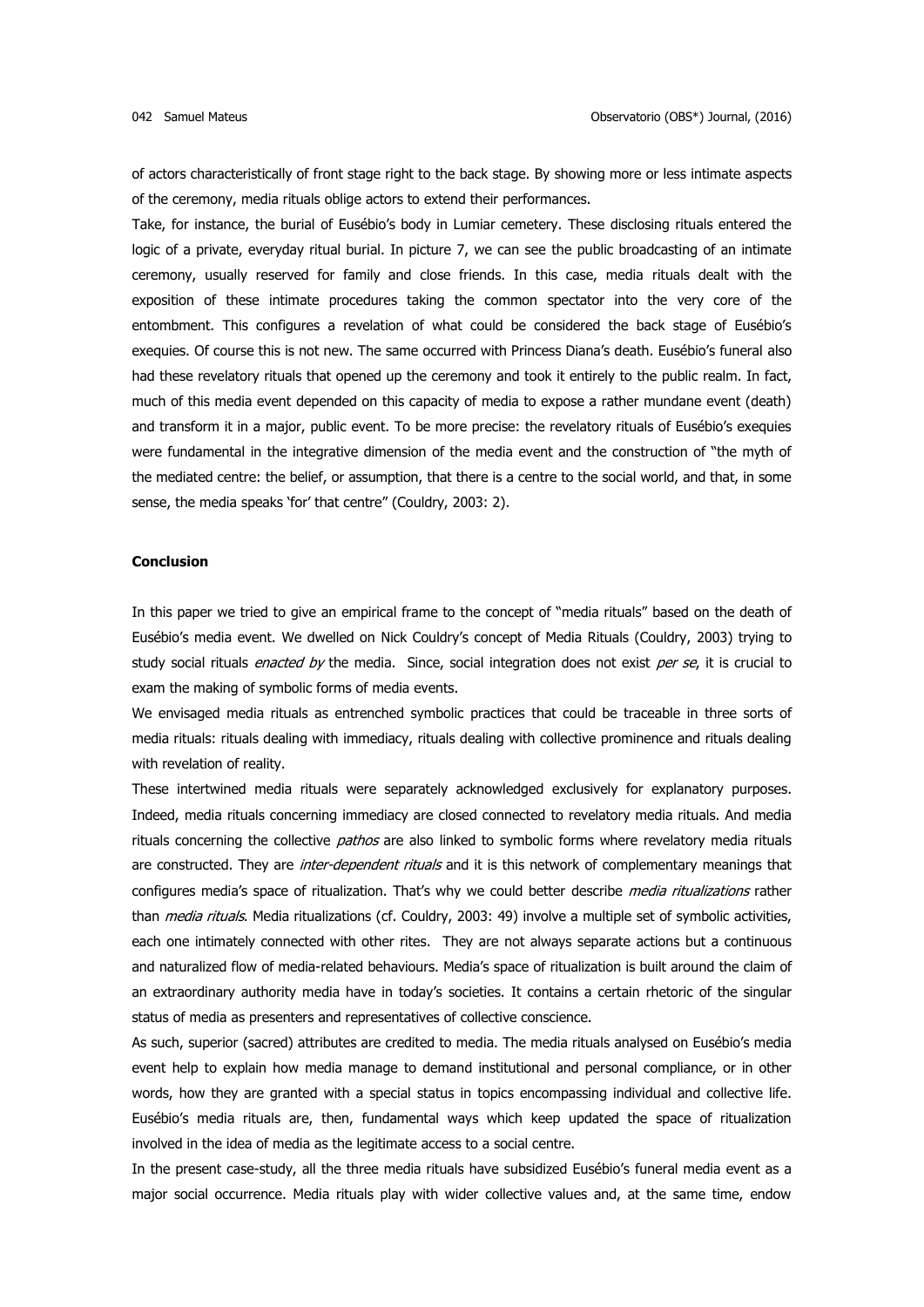of actors characteristically of front stage right to the back stage. By showing more or less intimate aspects of the ceremony, media rituals oblige actors to extend their performances.

Take, for instance, the burial of Eusébio's body in Lumiar cemetery. These disclosing rituals entered the logic of a private, everyday ritual burial. In picture 7, we can see the public broadcasting of an intimate ceremony, usually reserved for family and close friends. In this case, media rituals dealt with the exposition of these intimate procedures taking the common spectator into the very core of the entombment. This configures a revelation of what could be considered the back stage of Eusébio's exequies. Of course this is not new. The same occurred with Princess Diana's death. Eusébio's funeral also had these revelatory rituals that opened up the ceremony and took it entirely to the public realm. In fact, much of this media event depended on this capacity of media to expose a rather mundane event (death) and transform it in a major, public event. To be more precise: the revelatory rituals of Eusébio's exequies were fundamental in the integrative dimension of the media event and the construction of "the myth of the mediated centre: the belief, or assumption, that there is a centre to the social world, and that, in some sense, the media speaks 'for' that centre" (Couldry, 2003: 2).

## Conclusion

In this paper we tried to give an empirical frame to the concept of "media rituals" based on the death of Eusébio's media event. We dwelled on Nick Couldry's concept of Media Rituals (Couldry, 2003) trying to study social rituals *enacted by* the media. Since, social integration does not exist *per se*, it is crucial to exam the making of symbolic forms of media events.

We envisaged media rituals as entrenched symbolic practices that could be traceable in three sorts of media rituals: rituals dealing with immediacy, rituals dealing with collective prominence and rituals dealing with revelation of reality.

These intertwined media rituals were separately acknowledged exclusively for explanatory purposes. Indeed, media rituals concerning immediacy are closed connected to revelatory media rituals. And media rituals concerning the collective *pathos* are also linked to symbolic forms where revelatory media rituals are constructed. They are *inter-dependent rituals* and it is this network of complementary meanings that configures media's space of ritualization. That's why we could better describe *media ritualizations* rather than *media rituals*. Media ritualizations (cf. Couldry, 2003: 49) involve a multiple set of symbolic activities, each one intimately connected with other rites. They are not always separate actions but a continuous and naturalized flow of media-related behaviours. Media's space of ritualization is built around the claim of an extraordinary authority media have in today's societies. It contains a certain rhetoric of the singular status of media as presenters and representatives of collective conscience.

As such, superior (sacred) attributes are credited to media. The media rituals analysed on Eusébio's media event help to explain how media manage to demand institutional and personal compliance, or in other words, how they are granted with a special status in topics encompassing individual and collective life. Eusébio's media rituals are, then, fundamental ways which keep updated the space of ritualization involved in the idea of media as the legitimate access to a social centre.

In the present case-study, all the three media rituals have subsidized Eusébio's funeral media event as a major social occurrence. Media rituals play with wider collective values and, at the same time, endow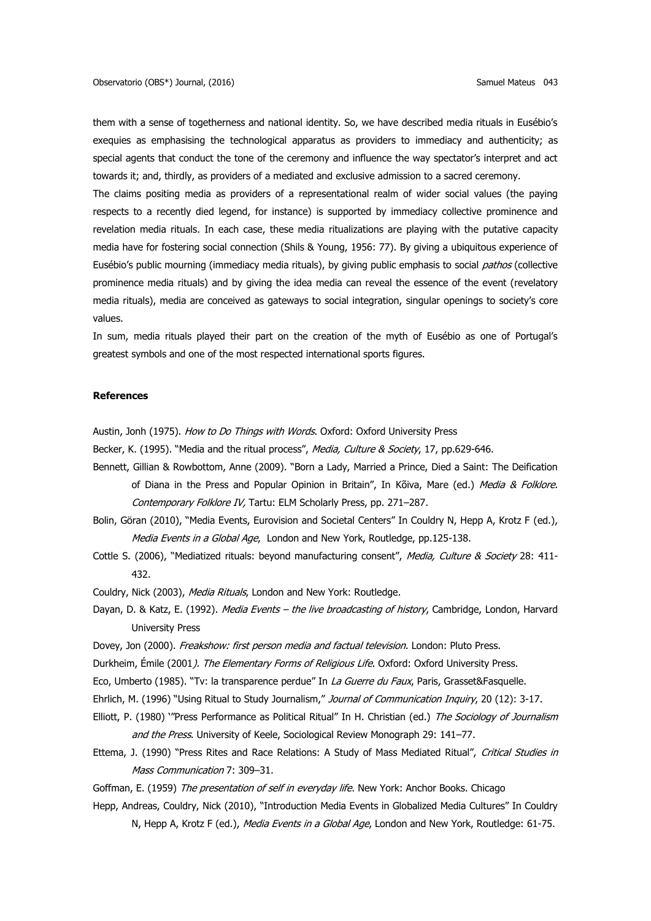them with a sense of togetherness and national identity. So, we have described media rituals in Eusébio's exequies as emphasising the technological apparatus as providers to immediacy and authenticity; as special agents that conduct the tone of the ceremony and influence the way spectator's interpret and act towards it; and, thirdly, as providers of a mediated and exclusive admission to a sacred ceremony.

The claims positing media as providers of a representational realm of wider social values (the paying respects to a recently died legend, for instance) is supported by immediacy collective prominence and revelation media rituals. In each case, these media ritualizations are playing with the putative capacity media have for fostering social connection (Shils & Young, 1956: 77). By giving a ubiquitous experience of Eusébio's public mourning (immediacy media rituals), by giving public emphasis to social *pathos* (collective prominence media rituals) and by giving the idea media can reveal the essence of the event (revelatory media rituals), media are conceived as gateways to social integration, singular openings to society's core values.

In sum, media rituals played their part on the creation of the myth of Eusébio as one of Portugal's greatest symbols and one of the most respected international sports figures.

**References**

Austin, Jonh (1975). *How to Do Things with Words*. Oxford: Oxford University Press

Becker, K. (1995). "Media and the ritual process", *Media, Culture & Society*, 17, pp.629-646.

Bennett, Gillian & Rowbottom, Anne (2009). "Born a Lady, Married a Prince, Died a Saint: The Deification of Diana in the Press and Popular Opinion in Britain", In Kõiva, Mare (ed.) *Media & Folklore. Contemporary Folklore IV,* Tartu: ELM Scholarly Press, pp. 271–287.

Bolin, Göran (2010), "Media Events, Eurovision and Societal Centers" In Couldry N, Hepp A, Krotz F (ed.), *Media Events in a Global Age*, London and New York, Routledge, pp.125-138.

Cottle S. (2006), "Mediatized rituals: beyond manufacturing consent", *Media, Culture & Society* 28: 411-432.

Couldry, Nick (2003), *Media Rituals*, London and New York: Routledge.

Dayan, D. & Katz, E. (1992). *Media Events – the live broadcasting of history*, Cambridge, London, Harvard University Press

Dovey, Jon (2000). *Freakshow: first person media and factual television*. London: Pluto Press.

Durkheim, Émile (2001*). The Elementary Forms of Religious Life*. Oxford: Oxford University Press.

Eco, Umberto (1985). "Tv: la transparence perdue" In *La Guerre du Faux*, Paris, Grasset&Fasquelle.

Ehrlich, M. (1996) "Using Ritual to Study Journalism," *Journal of Communication Inquiry*, 20 (12): 3-17.

Elliott, P. (1980) '"Press Performance as Political Ritual" In H. Christian (ed.) *The Sociology of Journalism and the Press*. University of Keele, Sociological Review Monograph 29: 141–77.

Ettema, J. (1990) "Press Rites and Race Relations: A Study of Mass Mediated Ritual", *Critical Studies in Mass Communication* 7: 309–31.

Goffman, E. (1959) *The presentation of self in everyday life*. New York: Anchor Books. Chicago

Hepp, Andreas, Couldry, Nick (2010), "Introduction Media Events in Globalized Media Cultures" In Couldry N, Hepp A, Krotz F (ed.), *Media Events in a Global Age*, London and New York, Routledge: 61-75.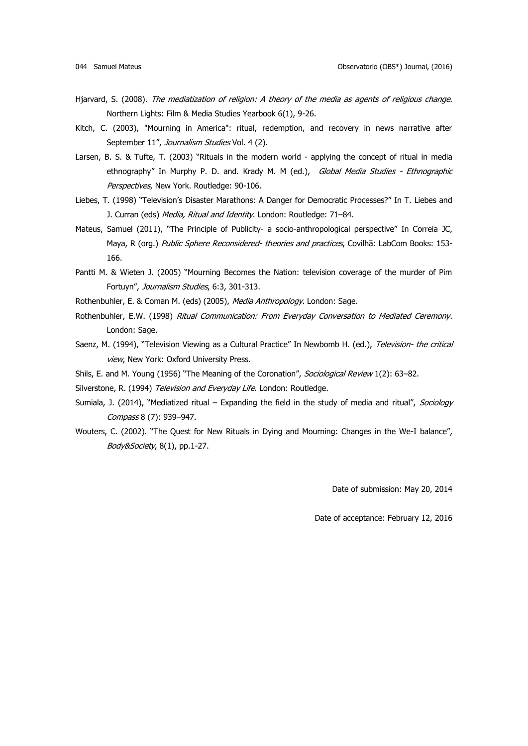Hjarvard, S. (2008). *The mediatization of religion: A theory of the media as agents of religious change*. Northern Lights: Film & Media Studies Yearbook 6(1), 9-26.

Kitch, C. (2003), "Mourning in America": ritual, redemption, and recovery in news narrative after September 11", *Journalism Studies* Vol. 4 (2).

Larsen, B. S. & Tufte, T. (2003) "Rituals in the modern world - applying the concept of ritual in media ethnography" In Murphy P. D. and. Krady M. M (ed.), *Global Media Studies - Ethnographic Perspectives*, New York. Routledge: 90-106.

Liebes, T. (1998) "Television's Disaster Marathons: A Danger for Democratic Processes?" In T. Liebes and J. Curran (eds) *Media, Ritual and Identity*. London: Routledge: 71–84.

Mateus, Samuel (2011), "The Principle of Publicity- a socio-anthropological perspective" In Correia JC, Maya, R (org.) *Public Sphere Reconsidered- theories and practices*, Covilhã: LabCom Books: 153-166.

Pantti M. & Wieten J. (2005) "Mourning Becomes the Nation: television coverage of the murder of Pim Fortuyn", *Journalism Studies*, 6:3, 301-313.

Rothenbuhler, E. & Coman M. (eds) (2005), *Media Anthropology*. London: Sage.

Rothenbuhler, E.W. (1998) *Ritual Communication: From Everyday Conversation to Mediated Ceremony*. London: Sage.

Saenz, M. (1994), "Television Viewing as a Cultural Practice" In Newbomb H. (ed.), *Television- the critical view*, New York: Oxford University Press.

Shils, E. and M. Young (1956) "The Meaning of the Coronation", *Sociological Review* 1(2): 63–82.

Silverstone, R. (1994) *Television and Everyday Life*. London: Routledge.

Sumiala, J. (2014), "Mediatized ritual – Expanding the field in the study of media and ritual", *Sociology Compass* 8 (7): 939–947.

Wouters, C. (2002). "The Quest for New Rituals in Dying and Mourning: Changes in the We-I balance", *Body&Society*, 8(1), pp.1-27.

Date of submission: May 20, 2014

Date of acceptance: February 12, 2016